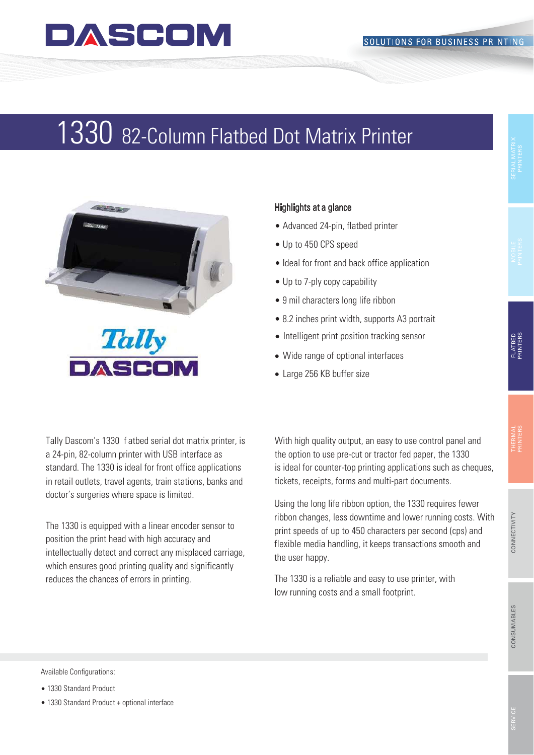# 1330 82-Column Flatbed Dot Matrix Printer

## Highlights at a glance

- Advanced 24-pin, flatbed printer
- Up to 450 CPS speed
- Ideal for front and back office application
- Up to 7-ply copy capability
- 9 mil characters long life ribbon
- 8.2 inches print width, supports A3 portrait
- Intelligent print position tracking sensor
- Wide range of optional interfaces
- Large 256 KB buffer size

Tally Dascom's 1330 f atbed serial dot matrix printer, is a 24-pin, 82-column printer with USB interface as standard. The 1330 is ideal for front office applications in retail outlets, travel agents, train stations, banks and doctor's surgeries where space is limited.

The 1330 is equipped with a linear encoder sensor to position the print head with high accuracy and intellectually detect and correct any misplaced carriage, which ensures good printing quality and significantly reduces the chances of errors in printing.

With high quality output, an easy to use control panel and the option to use pre-cut or tractor fed paper, the 1330 is ideal for counter-top printing applications such as cheques, tickets, receipts, forms and multi-part documents.

Using the long life ribbon option, the 1330 requires fewer ribbon changes, less downtime and lower running costs. With print speeds of up to 450 characters per second (cps) and flexible media handling, it keeps transactions smooth and the user happy.

The 1330 is a reliable and easy to use printer, with low running costs and a small footprint.

Available Configurations:

- 1330 Standard Product
- 1330 Standard Product + optional interface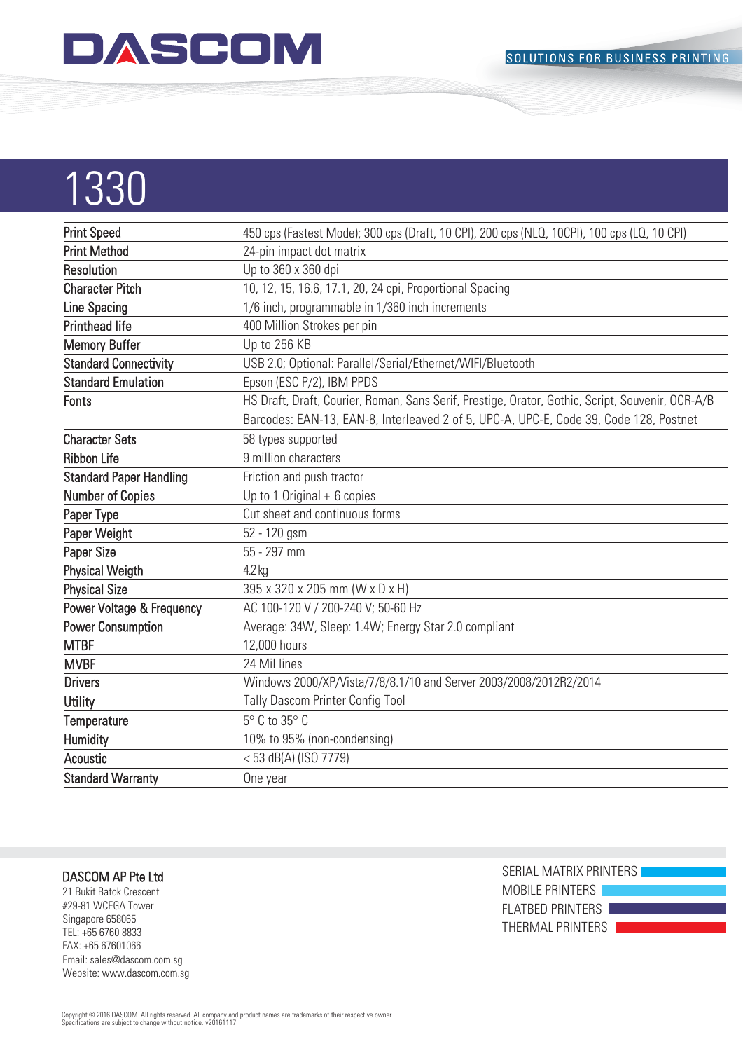DASCOM

SOLUTIONS FOR BUSINESS PRINTING

# 1330

| | |
|---|---|
| Print Speed | 450 cps (Fastest Mode); 300 cps (Draft, 10 CPI), 200 cps (NLQ, 10CPI), 100 cps (LQ, 10 CPI) |
| Print Method | 24-pin impact dot matrix |
| Resolution | Up to 360 x 360 dpi |
| Character Pitch | 10, 12, 15, 16.6, 17.1, 20, 24 cpi, Proportional Spacing |
| Line Spacing | 1/6 inch, programmable in 1/360 inch increments |
| Printhead life | 400 Million Strokes per pin |
| Memory Buffer | Up to 256 KB |
| Standard Connectivity | USB 2.0; Optional: Parallel/Serial/Ethernet/WIFI/Bluetooth |
| Standard Emulation | Epson (ESC P/2), IBM PPDS |
| Fonts | HS Draft, Draft, Courier, Roman, Sans Serif, Prestige, Orator, Gothic, Script, Souvenir, OCR-A/B<br>Barcodes: EAN-13, EAN-8, Interleaved 2 of 5, UPC-A, UPC-E, Code 39, Code 128, Postnet |
| Character Sets | 58 types supported |
| Ribbon Life | 9 million characters |
| Standard Paper Handling | Friction and push tractor |
| Number of Copies | Up to 1 Original + 6 copies |
| Paper Type | Cut sheet and continuous forms |
| Paper Weight | 52 - 120 gsm |
| Paper Size | 55 - 297 mm |
| Physical Weigth | 4.2 kg |
| Physical Size | 395 x 320 x 205 mm (W x D x H) |
| Power Voltage & Frequency | AC 100-120 V / 200-240 V; 50-60 Hz |
| Power Consumption | Average: 34W, Sleep: 1.4W; Energy Star 2.0 compliant |
| MTBF | 12,000 hours |
| MVBF | 24 Mil lines |
| Drivers | Windows 2000/XP/Vista/7/8/8.1/10 and Server 2003/2008/2012R2/2014 |
| Utility | Tally Dascom Printer Config Tool |
| Temperature | 5° C to 35° C |
| Humidity | 10% to 95% (non-condensing) |
| Acoustic | < 53 dB(A) (ISO 7779) |
| Standard Warranty | One year |

**DASCOM AP Pte Ltd**
21 Bukit Batok Crescent
#29-81 WCEGA Tower
Singapore 658065
TEL: +65 6760 8833
FAX: +65 67601066
Email: sales@dascom.com.sg
Website: www.dascom.com.sg

SERIAL MATRIX PRINTERS
MOBILE PRINTERS
FLATBED PRINTERS
THERMAL PRINTERS

Copyright © 2016 DASCOM All rights reserved. All company and product names are trademarks of their respective owner.
Specifications are subject to change without notice. v20161117